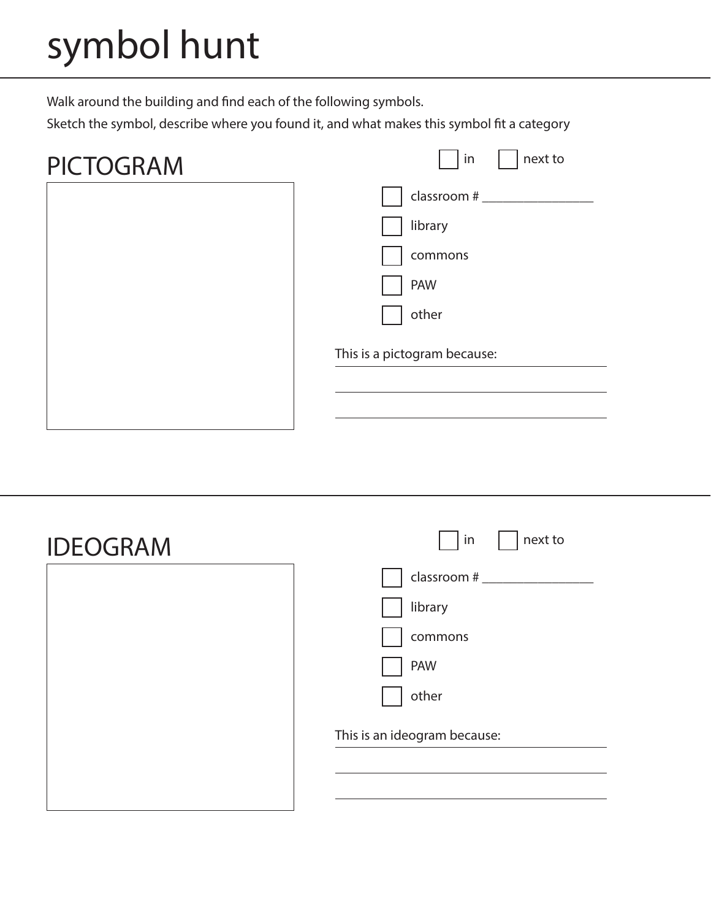# symbol hunt

Walk around the building and find each of the following symbols.

Sketch the symbol, describe where you found it, and what makes this symbol fit a category

## PICTOGRAM

- [ ] in
- [ ] next to

- [ ] classroom # ________________
- [ ] library
- [ ] commons
- [ ] PAW
- [ ] other

This is a pictogram because: ________________________________________

________________________________________

________________________________________

## IDEOGRAM

- [ ] in
- [ ] next to

- [ ] classroom # ________________
- [ ] library
- [ ] commons
- [ ] PAW
- [ ] other

This is an ideogram because: ________________________________________

________________________________________

________________________________________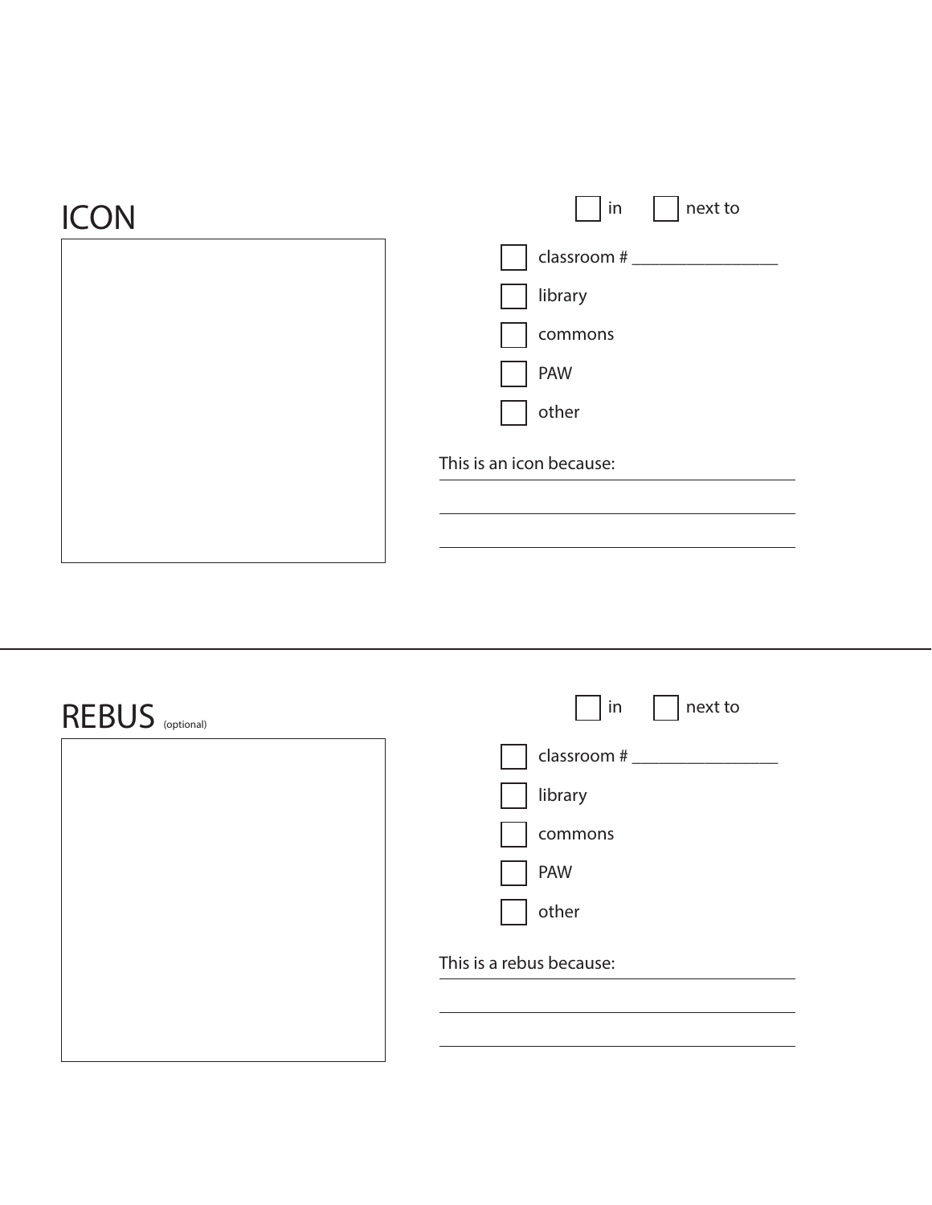## ICON

☐ in ☐ next to

- ☐ classroom # ________________
- ☐ library
- ☐ commons
- ☐ PAW
- ☐ other

This is an icon because: ________________________________

________________________________________________

________________________________________________

---

## REBUS (optional)

☐ in ☐ next to

- ☐ classroom # ________________
- ☐ library
- ☐ commons
- ☐ PAW
- ☐ other

This is a rebus because: ________________________________

________________________________________________

________________________________________________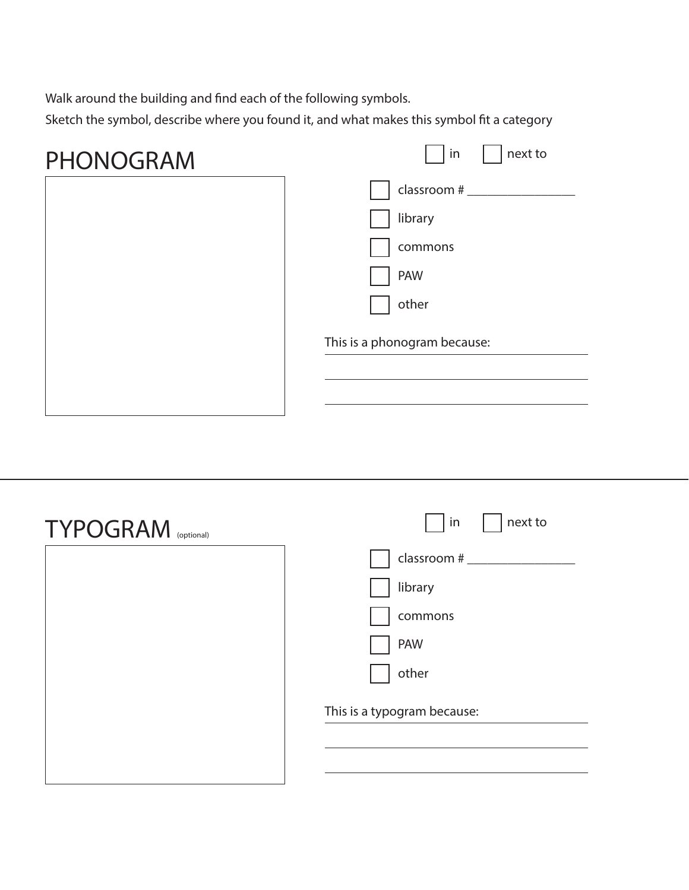Walk around the building and find each of the following symbols.

Sketch the symbol, describe where you found it, and what makes this symbol fit a category

## PHONOGRAM

☐ in ☐ next to

☐ classroom # ________________

☐ library

☐ commons

☐ PAW

☐ other

This is a phonogram because: ________________________________

________________________________________________

________________________________________________

---

## TYPOGRAM (optional)

☐ in ☐ next to

☐ classroom # ________________

☐ library

☐ commons

☐ PAW

☐ other

This is a typogram because: ________________________________

________________________________________________

________________________________________________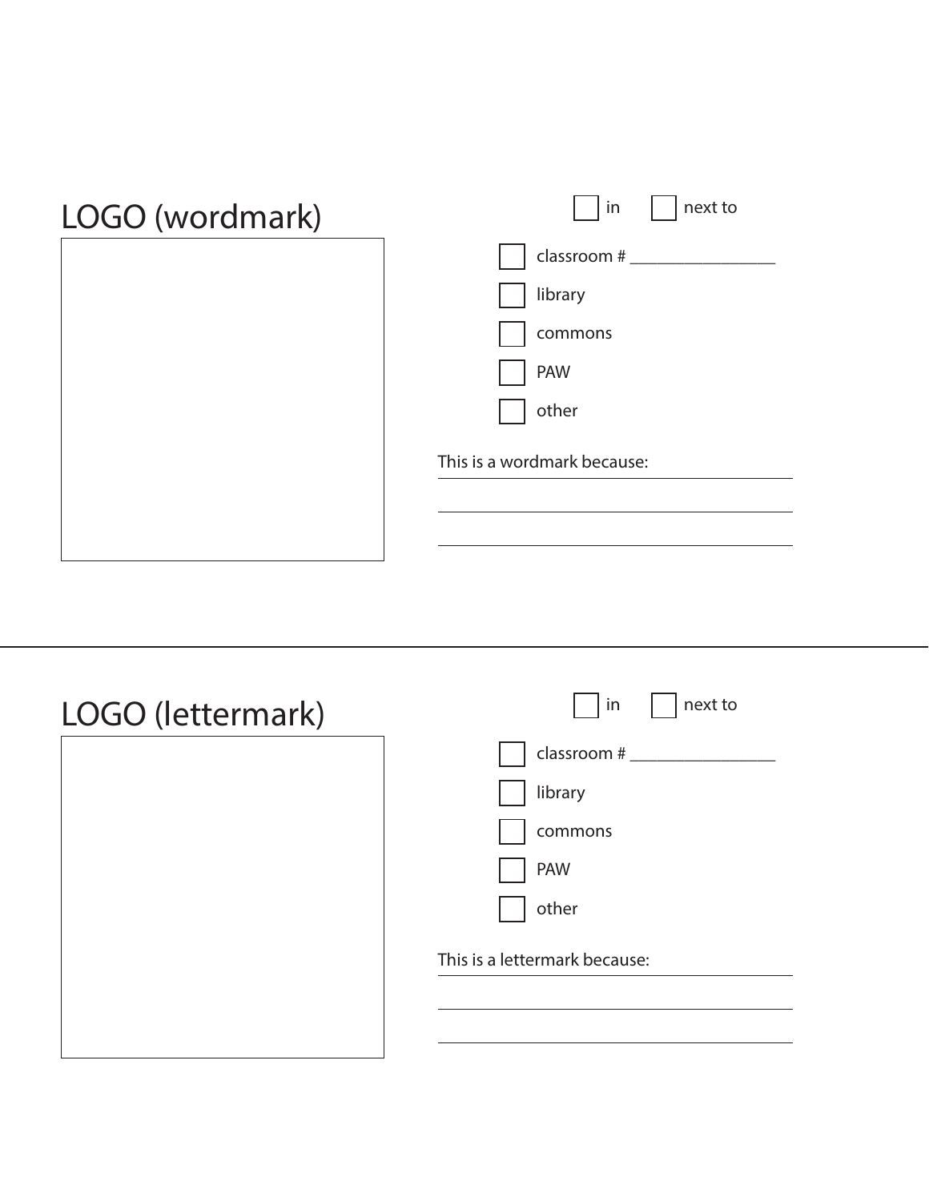## LOGO (wordmark)

☐ in ☐ next to

☐ classroom # ________________

☐ library

☐ commons

☐ PAW

☐ other

This is a wordmark because: ________________________________

________________________________________________

________________________________________________

---

## LOGO (lettermark)

☐ in ☐ next to

☐ classroom # ________________

☐ library

☐ commons

☐ PAW

☐ other

This is a lettermark because: ________________________________

________________________________________________

________________________________________________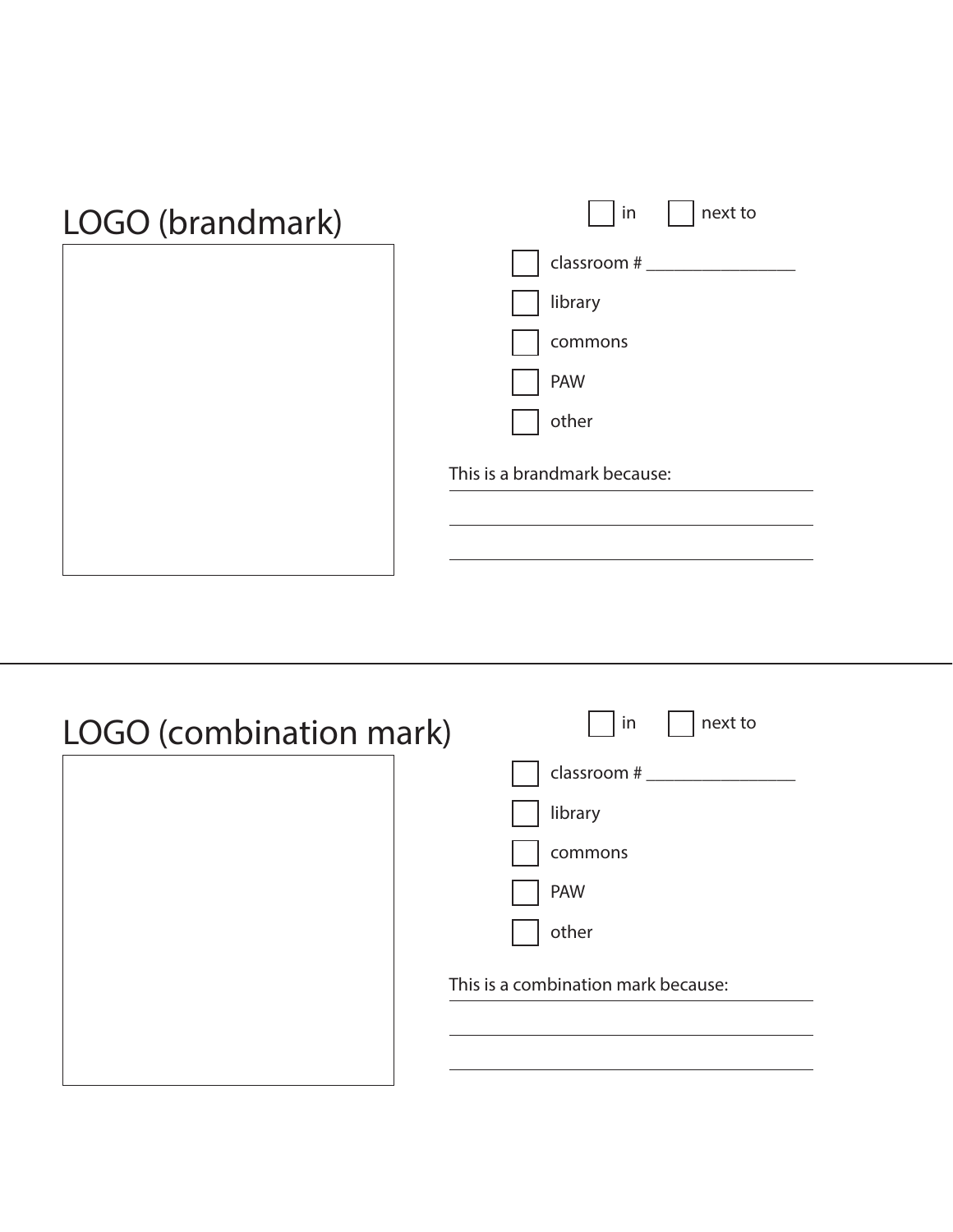## LOGO (brandmark)

☐ in ☐ next to

☐ classroom # ________________

☐ library

☐ commons

☐ PAW

☐ other

This is a brandmark because: ________________________________________

________________________________________

________________________________________

---

## LOGO (combination mark)

☐ in ☐ next to

☐ classroom # ________________

☐ library

☐ commons

☐ PAW

☐ other

This is a combination mark because: ________________________________________

________________________________________

________________________________________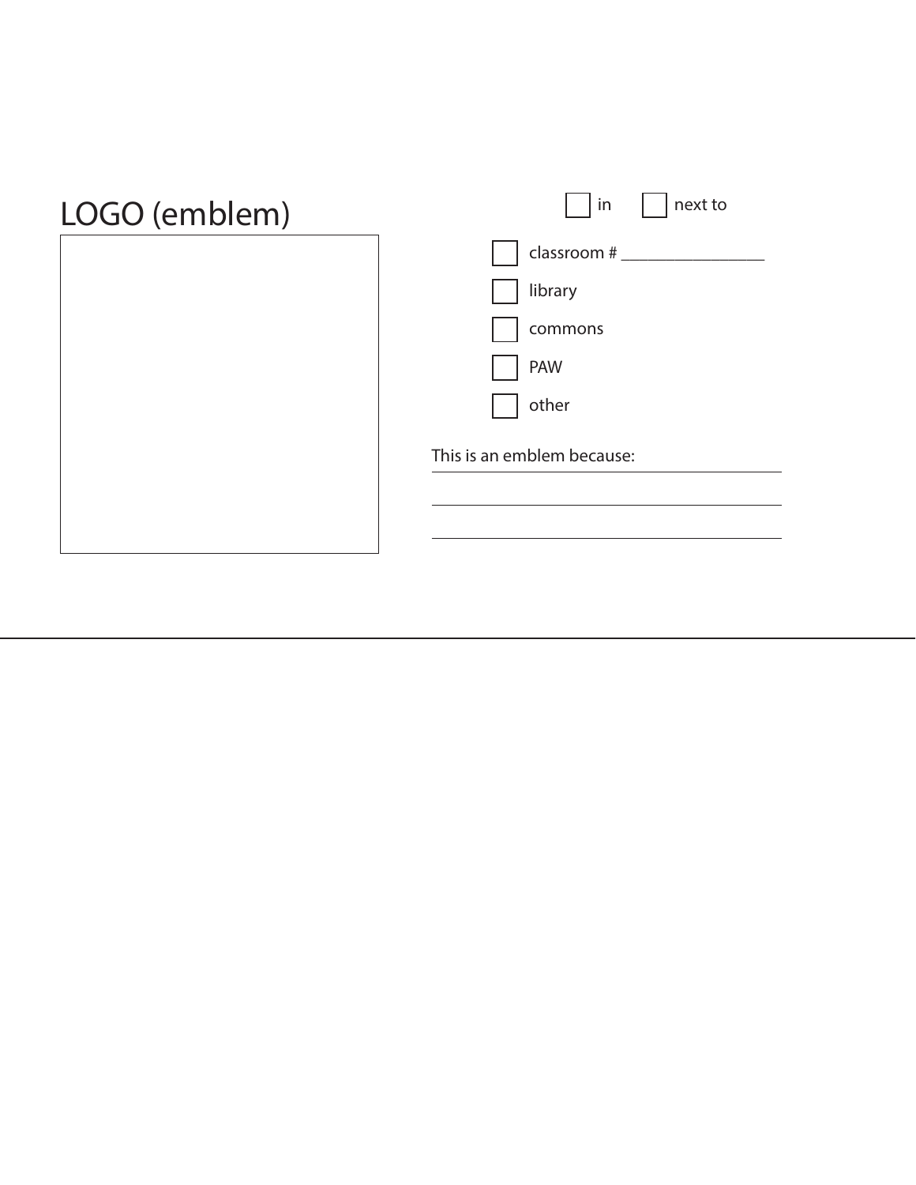## LOGO (emblem)

☐ in ☐ next to

- ☐ classroom # ________________
- ☐ library
- ☐ commons
- ☐ PAW
- ☐ other

This is an emblem because: ________________________________________

________________________________________

________________________________________